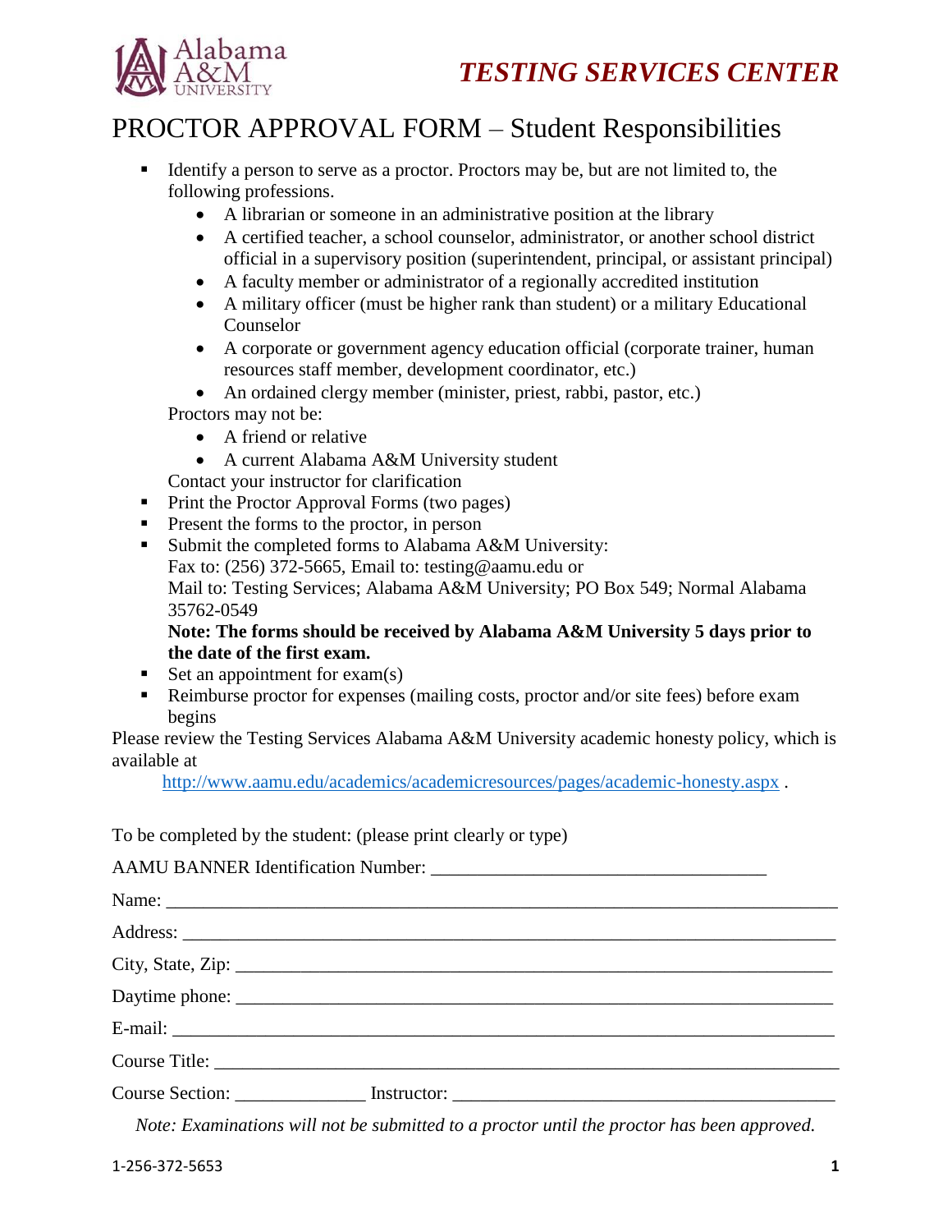# TESTING SERVICES CENTER

## PROCTOR APPROVAL FORM – Student Responsibilities

- Identify a person to serve as a proctor. Proctors may be, but are not limited to, the following professions.
  - A librarian or someone in an administrative position at the library
  - A certified teacher, a school counselor, administrator, or another school district official in a supervisory position (superintendent, principal, or assistant principal)
  - A faculty member or administrator of a regionally accredited institution
  - A military officer (must be higher rank than student) or a military Educational Counselor
  - A corporate or government agency education official (corporate trainer, human resources staff member, development coordinator, etc.)
  - An ordained clergy member (minister, priest, rabbi, pastor, etc.)

  Proctors may not be:
  - A friend or relative
  - A current Alabama A&M University student

  Contact your instructor for clarification
- Print the Proctor Approval Forms (two pages)
- Present the forms to the proctor, in person
- Submit the completed forms to Alabama A&M University:
  Fax to: (256) 372-5665, Email to: testing@aamu.edu or
  Mail to: Testing Services; Alabama A&M University; PO Box 549; Normal Alabama 35762-0549
  **Note: The forms should be received by Alabama A&M University 5 days prior to the date of the first exam.**
- Set an appointment for exam(s)
- Reimburse proctor for expenses (mailing costs, proctor and/or site fees) before exam begins

Please review the Testing Services Alabama A&M University academic honesty policy, which is available at

http://www.aamu.edu/academics/academicresources/pages/academic-honesty.aspx .

To be completed by the student: (please print clearly or type)

AAMU BANNER Identification Number: ___________________________________

Name: ___________________________________________________________________

Address: _________________________________________________________________

City, State, Zip: ___________________________________________________________

Daytime phone: ___________________________________________________________

E-mail: __________________________________________________________________

Course Title: ______________________________________________________________

Course Section: ______________ Instructor: _________________________________________

*Note: Examinations will not be submitted to a proctor until the proctor has been approved.*

1-256-372-5653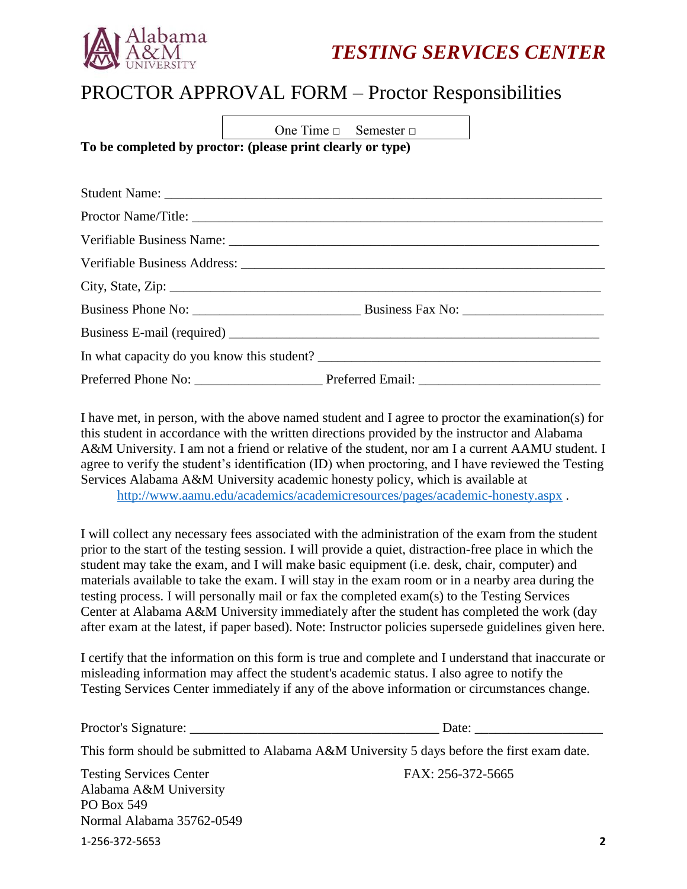Alabama A&M UNIVERSITY

**TESTING SERVICES CENTER**

# PROCTOR APPROVAL FORM – Proctor Responsibilities

One Time □ Semester □

**To be completed by proctor: (please print clearly or type)**

Student Name: ______________________________________________________________

Proctor Name/Title: __________________________________________________________

Verifiable Business Name: ____________________________________________________

Verifiable Business Address: ___________________________________________________

City, State, Zip: _____________________________________________________________

Business Phone No: ________________________ Business Fax No: ____________________

Business E-mail (required) ____________________________________________________

In what capacity do you know this student? _______________________________________

Preferred Phone No: __________________ Preferred Email: __________________________

I have met, in person, with the above named student and I agree to proctor the examination(s) for this student in accordance with the written directions provided by the instructor and Alabama A&M University. I am not a friend or relative of the student, nor am I a current AAMU student. I agree to verify the student's identification (ID) when proctoring, and I have reviewed the Testing Services Alabama A&M University academic honesty policy, which is available at http://www.aamu.edu/academics/academicresources/pages/academic-honesty.aspx .

I will collect any necessary fees associated with the administration of the exam from the student prior to the start of the testing session. I will provide a quiet, distraction-free place in which the student may take the exam, and I will make basic equipment (i.e. desk, chair, computer) and materials available to take the exam. I will stay in the exam room or in a nearby area during the testing process. I will personally mail or fax the completed exam(s) to the Testing Services Center at Alabama A&M University immediately after the student has completed the work (day after exam at the latest, if paper based). Note: Instructor policies supersede guidelines given here.

I certify that the information on this form is true and complete and I understand that inaccurate or misleading information may affect the student's academic status. I also agree to notify the Testing Services Center immediately if any of the above information or circumstances change.

Proctor's Signature: ___________________________________ Date: __________________

This form should be submitted to Alabama A&M University 5 days before the first exam date.

Testing Services Center
Alabama A&M University
PO Box 549
Normal Alabama 35762-0549

FAX: 256-372-5665

1-256-372-5653